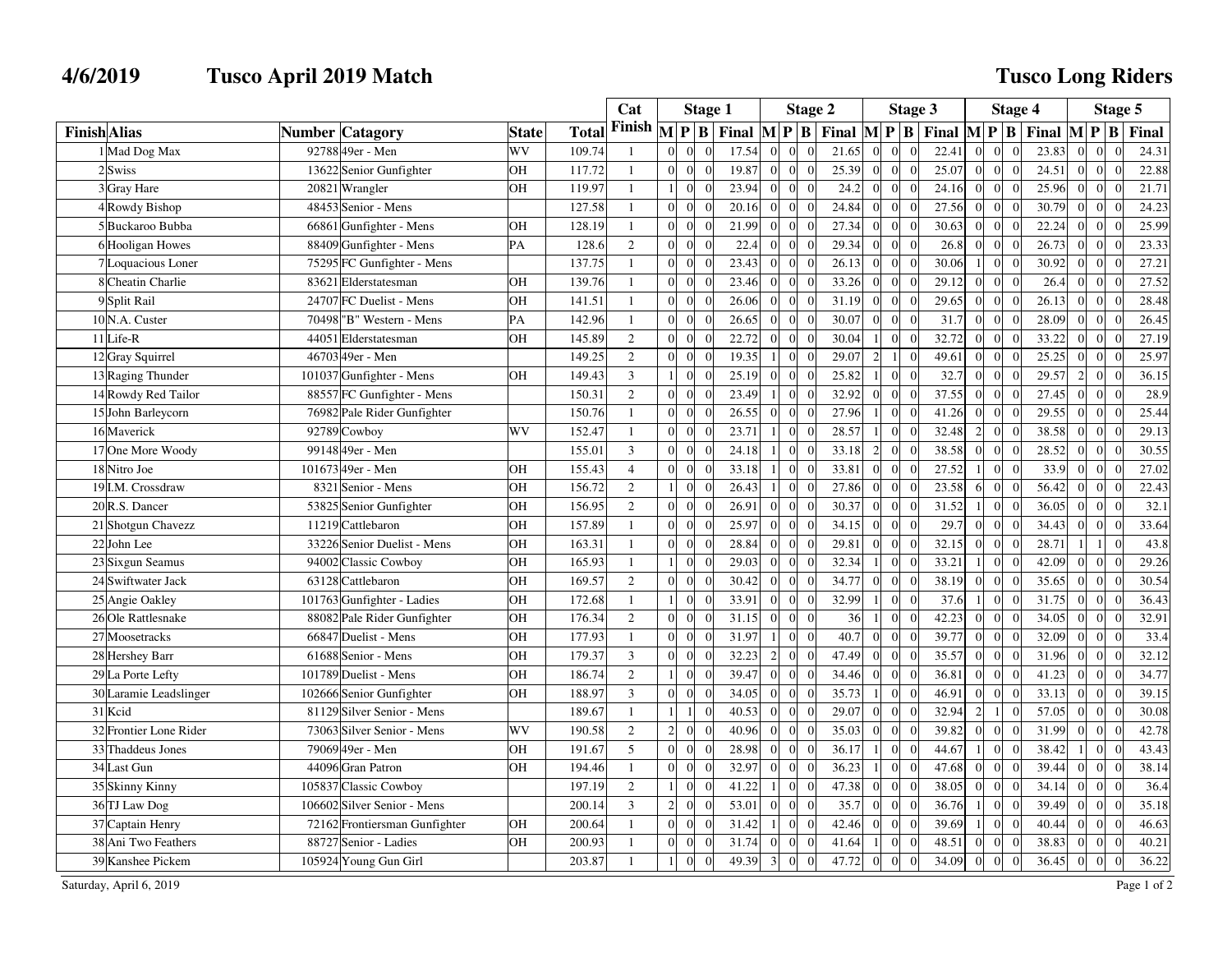**4/6/2019 Tusco April 2019 Match** **Tusco Long Riders**

| Finish | Alias | Number | Catagory | State | Total | Cat Finish | Stage 1 | | | | Stage 2 | | | | Stage 3 | | | | Stage 4 | | | | Stage 5 | | | |
|---|---|---|---|---|---|---|---|---|---|---|---|---|---|---|---|---|---|---|---|---|---|---|---|---|---|---|
| | | | | | | | M | P | B | Final | M | P | B | Final | M | P | B | Final | M | P | B | Final | M | P | B | Final |
| 1 | Mad Dog Max | 92788 | 49er - Men | WV | 109.74 | 1 | 0 | 0 | 0 | 17.54 | 0 | 0 | 0 | 21.65 | 0 | 0 | 0 | 22.41 | 0 | 0 | 0 | 23.83 | 0 | 0 | 0 | 24.31 |
| 2 | Swiss | 13622 | Senior Gunfighter | OH | 117.72 | 1 | 0 | 0 | 0 | 19.87 | 0 | 0 | 0 | 25.39 | 0 | 0 | 0 | 25.07 | 0 | 0 | 0 | 24.51 | 0 | 0 | 0 | 22.88 |
| 3 | Gray Hare | 20821 | Wrangler | OH | 119.97 | 1 | 1 | 0 | 0 | 23.94 | 0 | 0 | 0 | 24.2 | 0 | 0 | 0 | 24.16 | 0 | 0 | 0 | 25.96 | 0 | 0 | 0 | 21.71 |
| 4 | Rowdy Bishop | 48453 | Senior - Mens | | 127.58 | 1 | 0 | 0 | 0 | 20.16 | 0 | 0 | 0 | 24.84 | 0 | 0 | 0 | 27.56 | 0 | 0 | 0 | 30.79 | 0 | 0 | 0 | 24.23 |
| 5 | Buckaroo Bubba | 66861 | Gunfighter - Mens | OH | 128.19 | 1 | 0 | 0 | 0 | 21.99 | 0 | 0 | 0 | 27.34 | 0 | 0 | 0 | 30.63 | 0 | 0 | 0 | 22.24 | 0 | 0 | 0 | 25.99 |
| 6 | Hooligan Howes | 88409 | Gunfighter - Mens | PA | 128.6 | 2 | 0 | 0 | 0 | 22.4 | 0 | 0 | 0 | 29.34 | 0 | 0 | 0 | 26.8 | 0 | 0 | 0 | 26.73 | 0 | 0 | 0 | 23.33 |
| 7 | Loquacious Loner | 75295 | FC Gunfighter - Mens | | 137.75 | 1 | 0 | 0 | 0 | 23.43 | 0 | 0 | 0 | 26.13 | 0 | 0 | 0 | 30.06 | 1 | 0 | 0 | 30.92 | 0 | 0 | 0 | 27.21 |
| 8 | Cheatin Charlie | 83621 | Elderstatesman | OH | 139.76 | 1 | 0 | 0 | 0 | 23.46 | 0 | 0 | 0 | 33.26 | 0 | 0 | 0 | 29.12 | 0 | 0 | 0 | 26.4 | 0 | 0 | 0 | 27.52 |
| 9 | Split Rail | 24707 | FC Duelist - Mens | OH | 141.51 | 1 | 0 | 0 | 0 | 26.06 | 0 | 0 | 0 | 31.19 | 0 | 0 | 0 | 29.65 | 0 | 0 | 0 | 26.13 | 0 | 0 | 0 | 28.48 |
| 10 | N.A. Custer | 70498 | "B" Western - Mens | PA | 142.96 | 1 | 0 | 0 | 0 | 26.65 | 0 | 0 | 0 | 30.07 | 0 | 0 | 0 | 31.7 | 0 | 0 | 0 | 28.09 | 0 | 0 | 0 | 26.45 |
| 11 | Life-R | 44051 | Elderstatesman | OH | 145.89 | 2 | 0 | 0 | 0 | 22.72 | 0 | 0 | 0 | 30.04 | 1 | 0 | 0 | 32.72 | 0 | 0 | 0 | 33.22 | 0 | 0 | 0 | 27.19 |
| 12 | Gray Squirrel | 46703 | 49er - Men | | 149.25 | 2 | 0 | 0 | 0 | 19.35 | 1 | 0 | 0 | 29.07 | 2 | 1 | 0 | 49.61 | 0 | 0 | 0 | 25.25 | 0 | 0 | 0 | 25.97 |
| 13 | Raging Thunder | 101037 | Gunfighter - Mens | OH | 149.43 | 3 | 1 | 0 | 0 | 25.19 | 0 | 0 | 0 | 25.82 | 1 | 0 | 0 | 32.7 | 0 | 0 | 0 | 29.57 | 2 | 0 | 0 | 36.15 |
| 14 | Rowdy Red Tailor | 88557 | FC Gunfighter - Mens | | 150.31 | 2 | 0 | 0 | 0 | 23.49 | 1 | 0 | 0 | 32.92 | 0 | 0 | 0 | 37.55 | 0 | 0 | 0 | 27.45 | 0 | 0 | 0 | 28.9 |
| 15 | John Barleycorn | 76982 | Pale Rider Gunfighter | | 150.76 | 1 | 0 | 0 | 0 | 26.55 | 0 | 0 | 0 | 27.96 | 1 | 0 | 0 | 41.26 | 0 | 0 | 0 | 29.55 | 0 | 0 | 0 | 25.44 |
| 16 | Maverick | 92789 | Cowboy | WV | 152.47 | 1 | 0 | 0 | 0 | 23.71 | 1 | 0 | 0 | 28.57 | 1 | 0 | 0 | 32.48 | 2 | 0 | 0 | 38.58 | 0 | 0 | 0 | 29.13 |
| 17 | One More Woody | 99148 | 49er - Men | | 155.01 | 3 | 0 | 0 | 0 | 24.18 | 1 | 0 | 0 | 33.18 | 2 | 0 | 0 | 38.58 | 0 | 0 | 0 | 28.52 | 0 | 0 | 0 | 30.55 |
| 18 | Nitro Joe | 101673 | 49er - Men | OH | 155.43 | 4 | 0 | 0 | 0 | 33.18 | 1 | 0 | 0 | 33.81 | 0 | 0 | 0 | 27.52 | 1 | 0 | 0 | 33.9 | 0 | 0 | 0 | 27.02 |
| 19 | I.M. Crossdraw | 8321 | Senior - Mens | OH | 156.72 | 2 | 1 | 0 | 0 | 26.43 | 1 | 0 | 0 | 27.86 | 0 | 0 | 0 | 23.58 | 6 | 0 | 0 | 56.42 | 0 | 0 | 0 | 22.43 |
| 20 | R.S. Dancer | 53825 | Senior Gunfighter | OH | 156.95 | 2 | 0 | 0 | 0 | 26.91 | 0 | 0 | 0 | 30.37 | 0 | 0 | 0 | 31.52 | 1 | 0 | 0 | 36.05 | 0 | 0 | 0 | 32.1 |
| 21 | Shotgun Chavezz | 11219 | Cattlebaron | OH | 157.89 | 1 | 0 | 0 | 0 | 25.97 | 0 | 0 | 0 | 34.15 | 0 | 0 | 0 | 29.7 | 0 | 0 | 0 | 34.43 | 0 | 0 | 0 | 33.64 |
| 22 | John Lee | 33226 | Senior Duelist - Mens | OH | 163.31 | 1 | 0 | 0 | 0 | 28.84 | 0 | 0 | 0 | 29.81 | 0 | 0 | 0 | 32.15 | 0 | 0 | 0 | 28.71 | 1 | 1 | 0 | 43.8 |
| 23 | Sixgun Seamus | 94002 | Classic Cowboy | OH | 165.93 | 1 | 1 | 0 | 0 | 29.03 | 0 | 0 | 0 | 32.34 | 1 | 0 | 0 | 33.21 | 1 | 0 | 0 | 42.09 | 0 | 0 | 0 | 29.26 |
| 24 | Swiftwater Jack | 63128 | Cattlebaron | OH | 169.57 | 2 | 0 | 0 | 0 | 30.42 | 0 | 0 | 0 | 34.77 | 0 | 0 | 0 | 38.19 | 0 | 0 | 0 | 35.65 | 0 | 0 | 0 | 30.54 |
| 25 | Angie Oakley | 101763 | Gunfighter - Ladies | OH | 172.68 | 1 | 1 | 0 | 0 | 33.91 | 0 | 0 | 0 | 32.99 | 1 | 0 | 0 | 37.6 | 1 | 0 | 0 | 31.75 | 0 | 0 | 0 | 36.43 |
| 26 | Ole Rattlesnake | 88082 | Pale Rider Gunfighter | OH | 176.34 | 2 | 0 | 0 | 0 | 31.15 | 0 | 0 | 0 | 36 | 1 | 0 | 0 | 42.23 | 0 | 0 | 0 | 34.05 | 0 | 0 | 0 | 32.91 |
| 27 | Moosetracks | 66847 | Duelist - Mens | OH | 177.93 | 1 | 0 | 0 | 0 | 31.97 | 1 | 0 | 0 | 40.7 | 0 | 0 | 0 | 39.77 | 0 | 0 | 0 | 32.09 | 0 | 0 | 0 | 33.4 |
| 28 | Hershey Barr | 61688 | Senior - Mens | OH | 179.37 | 3 | 0 | 0 | 0 | 32.23 | 2 | 0 | 0 | 47.49 | 0 | 0 | 0 | 35.57 | 0 | 0 | 0 | 31.96 | 0 | 0 | 0 | 32.12 |
| 29 | La Porte Lefty | 101789 | Duelist - Mens | OH | 186.74 | 2 | 1 | 0 | 0 | 39.47 | 0 | 0 | 0 | 34.46 | 0 | 0 | 0 | 36.81 | 0 | 0 | 0 | 41.23 | 0 | 0 | 0 | 34.77 |
| 30 | Laramie Leadslinger | 102666 | Senior Gunfighter | OH | 188.97 | 3 | 0 | 0 | 0 | 34.05 | 0 | 0 | 0 | 35.73 | 1 | 0 | 0 | 46.91 | 0 | 0 | 0 | 33.13 | 0 | 0 | 0 | 39.15 |
| 31 | Kcid | 81129 | Silver Senior - Mens | | 189.67 | 1 | 1 | 1 | 0 | 40.53 | 0 | 0 | 0 | 29.07 | 0 | 0 | 0 | 32.94 | 2 | 1 | 0 | 57.05 | 0 | 0 | 0 | 30.08 |
| 32 | Frontier Lone Rider | 73063 | Silver Senior - Mens | WV | 190.58 | 2 | 2 | 0 | 0 | 40.96 | 0 | 0 | 0 | 35.03 | 0 | 0 | 0 | 39.82 | 0 | 0 | 0 | 31.99 | 0 | 0 | 0 | 42.78 |
| 33 | Thaddeus Jones | 79069 | 49er - Men | OH | 191.67 | 5 | 0 | 0 | 0 | 28.98 | 0 | 0 | 0 | 36.17 | 1 | 0 | 0 | 44.67 | 1 | 0 | 0 | 38.42 | 1 | 0 | 0 | 43.43 |
| 34 | Last Gun | 44096 | Gran Patron | OH | 194.46 | 1 | 0 | 0 | 0 | 32.97 | 0 | 0 | 0 | 36.23 | 1 | 0 | 0 | 47.68 | 0 | 0 | 0 | 39.44 | 0 | 0 | 0 | 38.14 |
| 35 | Skinny Kinny | 105837 | Classic Cowboy | | 197.19 | 2 | 1 | 0 | 0 | 41.22 | 1 | 0 | 0 | 47.38 | 0 | 0 | 0 | 38.05 | 0 | 0 | 0 | 34.14 | 0 | 0 | 0 | 36.4 |
| 36 | TJ Law Dog | 106602 | Silver Senior - Mens | | 200.14 | 3 | 2 | 0 | 0 | 53.01 | 0 | 0 | 0 | 35.7 | 0 | 0 | 0 | 36.76 | 1 | 0 | 0 | 39.49 | 0 | 0 | 0 | 35.18 |
| 37 | Captain Henry | 72162 | Frontiersman Gunfighter | OH | 200.64 | 1 | 0 | 0 | 0 | 31.42 | 1 | 0 | 0 | 42.46 | 0 | 0 | 0 | 39.69 | 1 | 0 | 0 | 40.44 | 0 | 0 | 0 | 46.63 |
| 38 | Ani Two Feathers | 88727 | Senior - Ladies | OH | 200.93 | 1 | 0 | 0 | 0 | 31.74 | 0 | 0 | 0 | 41.64 | 1 | 0 | 0 | 48.51 | 0 | 0 | 0 | 38.83 | 0 | 0 | 0 | 40.21 |
| 39 | Kanshee Pickem | 105924 | Young Gun Girl | | 203.87 | 1 | 1 | 0 | 0 | 49.39 | 3 | 0 | 0 | 47.72 | 0 | 0 | 0 | 34.09 | 0 | 0 | 0 | 36.45 | 0 | 0 | 0 | 36.22 |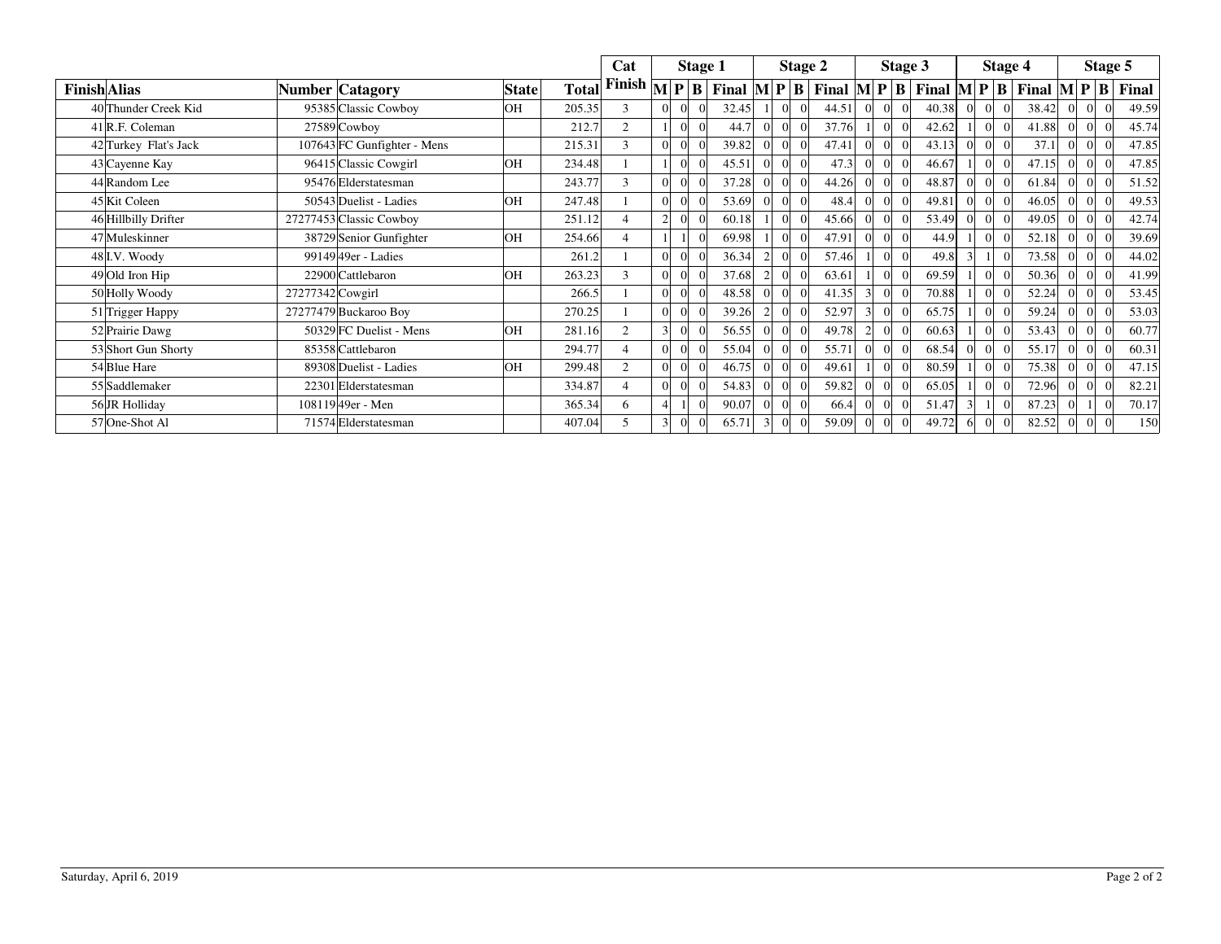| Finish | Alias | Number | Catagory | State | Total | Cat Finish | Stage 1 | | | | Stage 2 | | | | Stage 3 | | | | Stage 4 | | | | Stage 5 | | | |
|---|---|---|---|---|---|---|---|---|---|---|---|---|---|---|---|---|---|---|---|---|---|---|---|---|---|---|
| | | | | | | | M | P | B | Final | M | P | B | Final | M | P | B | Final | M | P | B | Final | M | P | B | Final |
| 40 | Thunder Creek Kid | 95385 | Classic Cowboy | OH | 205.35 | 3 | 0 | 0 | 0 | 32.45 | 1 | 0 | 0 | 44.51 | 0 | 0 | 0 | 40.38 | 0 | 0 | 0 | 38.42 | 0 | 0 | 0 | 49.59 |
| 41 | R.F. Coleman | 27589 | Cowboy | | 212.7 | 2 | 1 | 0 | 0 | 44.7 | 0 | 0 | 0 | 37.76 | 1 | 0 | 0 | 42.62 | 1 | 0 | 0 | 41.88 | 0 | 0 | 0 | 45.74 |
| 42 | Turkey Flat's Jack | 107643 | FC Gunfighter - Mens | | 215.31 | 3 | 0 | 0 | 0 | 39.82 | 0 | 0 | 0 | 47.41 | 0 | 0 | 0 | 43.13 | 0 | 0 | 0 | 37.1 | 0 | 0 | 0 | 47.85 |
| 43 | Cayenne Kay | 96415 | Classic Cowgirl | OH | 234.48 | 1 | 1 | 0 | 0 | 45.51 | 0 | 0 | 0 | 47.3 | 0 | 0 | 0 | 46.67 | 1 | 0 | 0 | 47.15 | 0 | 0 | 0 | 47.85 |
| 44 | Random Lee | 95476 | Elderstatesman | | 243.77 | 3 | 0 | 0 | 0 | 37.28 | 0 | 0 | 0 | 44.26 | 0 | 0 | 0 | 48.87 | 0 | 0 | 0 | 61.84 | 0 | 0 | 0 | 51.52 |
| 45 | Kit Coleen | 50543 | Duelist - Ladies | OH | 247.48 | 1 | 0 | 0 | 0 | 53.69 | 0 | 0 | 0 | 48.4 | 0 | 0 | 0 | 49.81 | 0 | 0 | 0 | 46.05 | 0 | 0 | 0 | 49.53 |
| 46 | Hillbilly Drifter | 27277453 | Classic Cowboy | | 251.12 | 4 | 2 | 0 | 0 | 60.18 | 1 | 0 | 0 | 45.66 | 0 | 0 | 0 | 53.49 | 0 | 0 | 0 | 49.05 | 0 | 0 | 0 | 42.74 |
| 47 | Muleskinner | 38729 | Senior Gunfighter | OH | 254.66 | 4 | 1 | 1 | 0 | 69.98 | 1 | 0 | 0 | 47.91 | 0 | 0 | 0 | 44.9 | 1 | 0 | 0 | 52.18 | 0 | 0 | 0 | 39.69 |
| 48 | I.V. Woody | 99149 | 49er - Ladies | | 261.2 | 1 | 0 | 0 | 0 | 36.34 | 2 | 0 | 0 | 57.46 | 1 | 0 | 0 | 49.8 | 3 | 1 | 0 | 73.58 | 0 | 0 | 0 | 44.02 |
| 49 | Old Iron Hip | 22900 | Cattlebaron | OH | 263.23 | 3 | 0 | 0 | 0 | 37.68 | 2 | 0 | 0 | 63.61 | 1 | 0 | 0 | 69.59 | 1 | 0 | 0 | 50.36 | 0 | 0 | 0 | 41.99 |
| 50 | Holly Woody | 27277342 | Cowgirl | | 266.5 | 1 | 0 | 0 | 0 | 48.58 | 0 | 0 | 0 | 41.35 | 3 | 0 | 0 | 70.88 | 1 | 0 | 0 | 52.24 | 0 | 0 | 0 | 53.45 |
| 51 | Trigger Happy | 27277479 | Buckaroo Boy | | 270.25 | 1 | 0 | 0 | 0 | 39.26 | 2 | 0 | 0 | 52.97 | 3 | 0 | 0 | 65.75 | 1 | 0 | 0 | 59.24 | 0 | 0 | 0 | 53.03 |
| 52 | Prairie Dawg | 50329 | FC Duelist - Mens | OH | 281.16 | 2 | 3 | 0 | 0 | 56.55 | 0 | 0 | 0 | 49.78 | 2 | 0 | 0 | 60.63 | 1 | 0 | 0 | 53.43 | 0 | 0 | 0 | 60.77 |
| 53 | Short Gun Shorty | 85358 | Cattlebaron | | 294.77 | 4 | 0 | 0 | 0 | 55.04 | 0 | 0 | 0 | 55.71 | 0 | 0 | 0 | 68.54 | 0 | 0 | 0 | 55.17 | 0 | 0 | 0 | 60.31 |
| 54 | Blue Hare | 89308 | Duelist - Ladies | OH | 299.48 | 2 | 0 | 0 | 0 | 46.75 | 0 | 0 | 0 | 49.61 | 1 | 0 | 0 | 80.59 | 1 | 0 | 0 | 75.38 | 0 | 0 | 0 | 47.15 |
| 55 | Saddlemaker | 22301 | Elderstatesman | | 334.87 | 4 | 0 | 0 | 0 | 54.83 | 0 | 0 | 0 | 59.82 | 0 | 0 | 0 | 65.05 | 1 | 0 | 0 | 72.96 | 0 | 0 | 0 | 82.21 |
| 56 | JR Holliday | 108119 | 49er - Men | | 365.34 | 6 | 4 | 1 | 0 | 90.07 | 0 | 0 | 0 | 66.4 | 0 | 0 | 0 | 51.47 | 3 | 1 | 0 | 87.23 | 0 | 1 | 0 | 70.17 |
| 57 | One-Shot Al | 71574 | Elderstatesman | | 407.04 | 5 | 3 | 0 | 0 | 65.71 | 3 | 0 | 0 | 59.09 | 0 | 0 | 0 | 49.72 | 6 | 0 | 0 | 82.52 | 0 | 0 | 0 | 150 |

Saturday, April 6, 2019